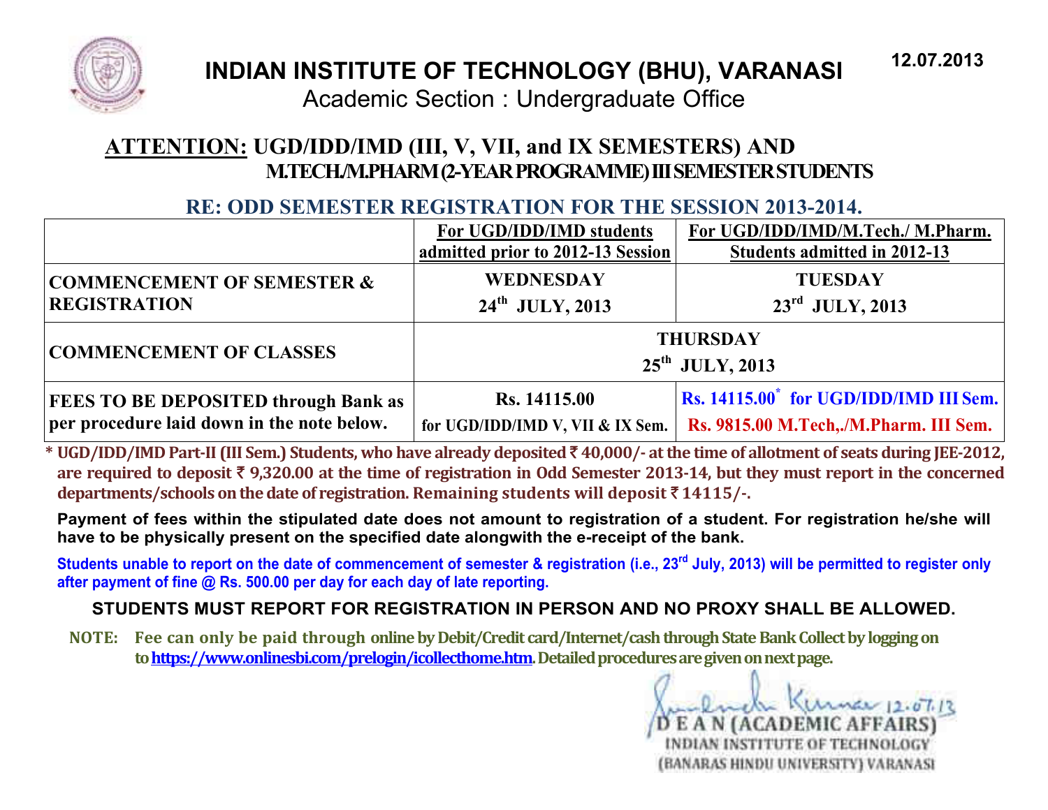# INDIAN INSTITUTE OF TECHNOLOGY (BHU), VARANASI

Academic Section : Undergraduate Office

12.07.2013

## ATTENTION: UGD/IDD/IMD (III, V, VII, and IX SEMESTERS) AND M.TECH./M.PHARM (2-YEAR PROGRAMME) III SEMESTER STUDENTS

### RE: ODD SEMESTER REGISTRATION FOR THE SESSION 2013-2014.

| | For UGD/IDD/IMD students admitted prior to 2012-13 Session | For UGD/IDD/IMD/M.Tech./ M.Pharm. Students admitted in 2012-13 |
|---|---|---|
| **COMMENCEMENT OF SEMESTER & REGISTRATION** | **WEDNESDAY 24th JULY, 2013** | **TUESDAY 23rd JULY, 2013** |
| **COMMENCEMENT OF CLASSES** | **THURSDAY 25th JULY, 2013** | |
| **FEES TO BE DEPOSITED through Bank as per procedure laid down in the note below.** | **Rs. 14115.00** for UGD/IDD/IMD V, VII & IX Sem. | **Rs. 14115.00* for UGD/IDD/IMD III Sem.** **Rs. 9815.00 M.Tech,./M.Pharm. III Sem.** |

**\* UGD/IDD/IMD Part-II (III Sem.) Students, who have already deposited ₹ 40,000/- at the time of allotment of seats during JEE-2012, are required to deposit ₹ 9,320.00 at the time of registration in Odd Semester 2013-14, but they must report in the concerned departments/schools on the date of registration. Remaining students will deposit ₹ 14115/-.**

**Payment of fees within the stipulated date does not amount to registration of a student. For registration he/she will have to be physically present on the specified date alongwith the e-receipt of the bank.**

**Students unable to report on the date of commencement of semester & registration (i.e., 23rd July, 2013) will be permitted to register only after payment of fine @ Rs. 500.00 per day for each day of late reporting.**

**STUDENTS MUST REPORT FOR REGISTRATION IN PERSON AND NO PROXY SHALL BE ALLOWED.**

**NOTE: Fee can only be paid through online by Debit/Credit card/Internet/cash through State Bank Collect by logging on to https://www.onlinesbi.com/prelogin/icollecthome.htm. Detailed procedures are given on next page.**

Sd/- 12.07.13
DEAN (ACADEMIC AFFAIRS)
INDIAN INSTITUTE OF TECHNOLOGY
(BANARAS HINDU UNIVERSITY) VARANASI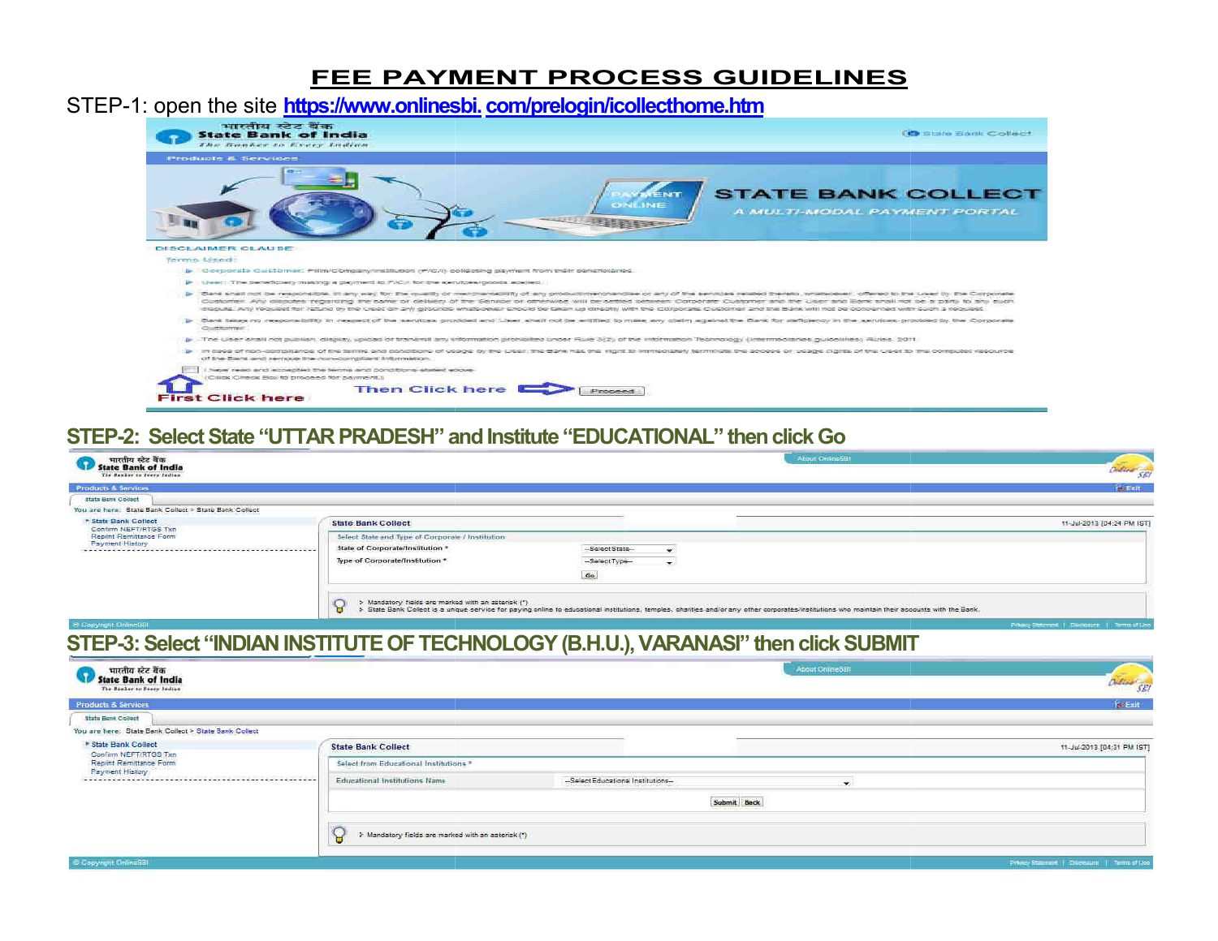# FEE PAYMENT PROCESS GUIDELINES

STEP-1: open the site https://www.onlinesbi. com/prelogin/icollecthome.htm

**STEP-2: Select State "UTTAR PRADESH" and Institute "EDUCATIONAL" then click Go**

**STEP-3: Select "INDIAN INSTITUTE OF TECHNOLOGY (B.H.U.), VARANASI" then click SUBMIT**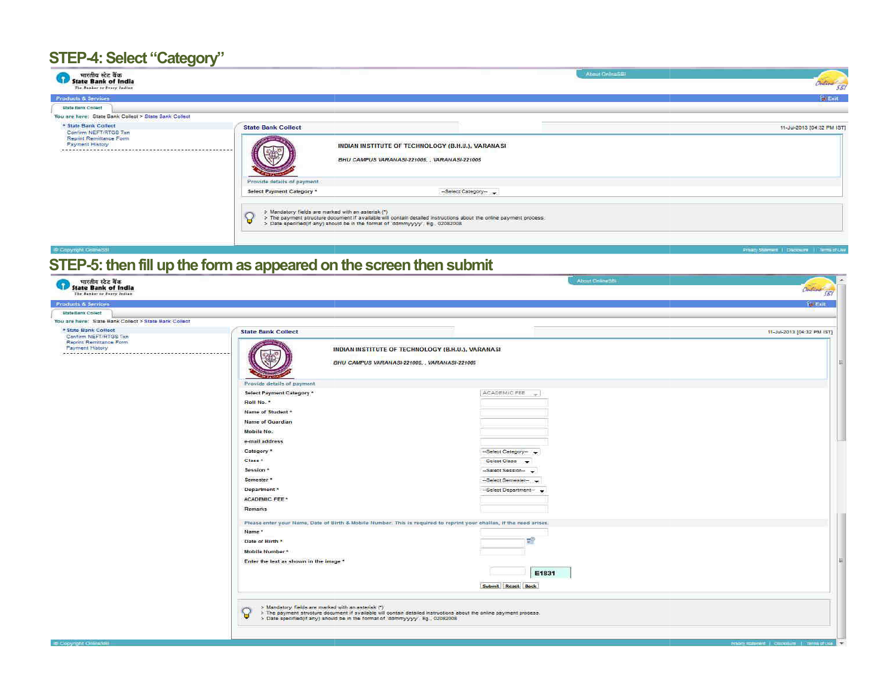## STEP-4: Select "Category"

भारतीय स्टेट बैंक
State Bank of India
The Banker to Every Indian

About OnlineSBI

Products & Services

Exit

State Bank Collect

You are here: State Bank Collect > State Bank Collect

- State Bank Collect
- Confirm NEFT/RTGS Txn
- Reprint Remittance Form
- Payment History

State Bank Collect

11-Jul-2013 [04:32 PM IST]

INDIAN INSTITUTE OF TECHNOLOGY (B.H.U.), VARANASI

BHU CAMPUS VARANASI-221005, , VARANASI-221005

Provide details of payment

Select Payment Category * --Select Category--

> Mandatory fields are marked with an asterisk (*)
> The payment structure document if available will contain detailed instructions about the online payment process.
> Date specified(if any) should be in the format of 'ddmmyyyy'. Eg., 02082008

© Copyright OnlineSBI

Privacy Statement | Disclosure | Terms of Use

## STEP-5: then fill up the form as appeared on the screen then submit

भारतीय स्टेट बैंक
State Bank of India
The Banker to Every Indian

About OnlineSBI

Products & Services

Exit

State Bank Collect

You are here: State Bank Collect > State Bank Collect

- State Bank Collect
- Confirm NEFT/RTGS Txn
- Reprint Remittance Form
- Payment History

State Bank Collect

11-Jul-2013 [04:32 PM IST]

INDIAN INSTITUTE OF TECHNOLOGY (B.H.U.), VARANASI

BHU CAMPUS VARANASI-221005, , VARANASI-221005

Provide details of payment

| Field | Value |
| --- | --- |
| Select Payment Category * | ACADEMIC FEE |
| Roll No. * | |
| Name of Student * | |
| Name of Guardian | |
| Mobile No. | |
| e-mail address | |
| Category * | --Select Category-- |
| Class * | Select Class |
| Session * | --Select Session-- |
| Semester * | --Select Semester-- |
| Department * | --Select Department-- |
| ACADEMIC FEE * | |
| Remarks | |

Please enter your Name, Date of Birth & Mobile Number. This is required to reprint your challan, if the need arises.

| Field | Value |
| --- | --- |
| Name * | |
| Date of Birth * | |
| Mobile Number * | |
| Enter the text as shown in the image * | E1831 |

Submit | Reset | Back

> Mandatory fields are marked with an asterisk (*)
> The payment structure document if available will contain detailed instructions about the online payment process.
> Date specified(if any) should be in the format of 'ddmmyyyy'. Eg., 02082008

© Copyright OnlineSBI

Privacy Statement | Disclosure | Terms of Use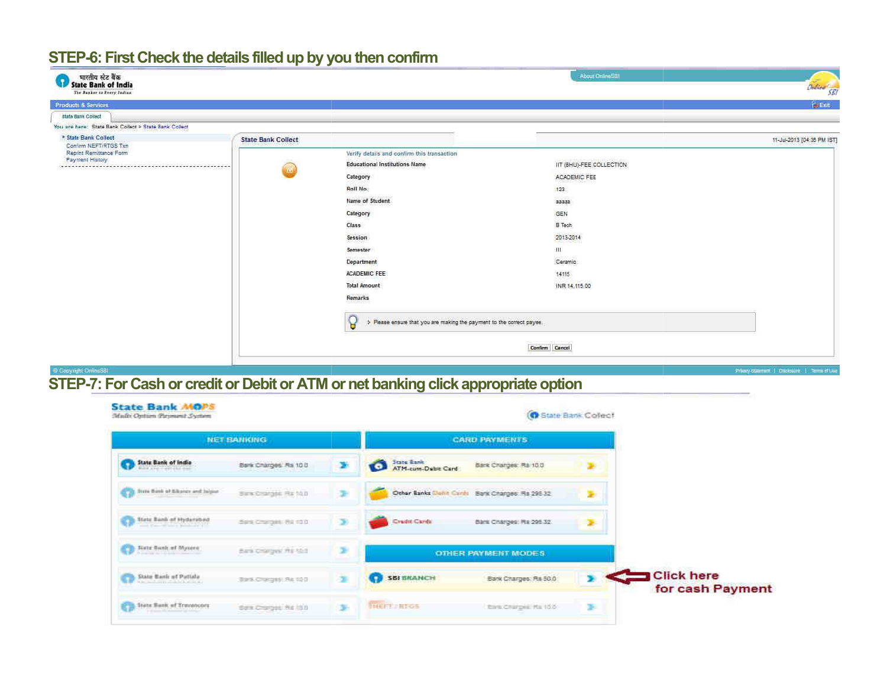## STEP-6: First Check the details filled up by you then confirm

भारतीय स्टेट बैंक
State Bank of India
The Banker to Every Indian

About OnlineSBI

Products & Services | Exit

State Bank Collect

You are here: State Bank Collect > State Bank Collect

- State Bank Collect
- Confirm NEFT/RTGS Txn
- Reprint Remittance Form
- Payment History

**State Bank Collect** 11-Jul-2013 [04:36 PM IST]

Verify details and confirm this transaction

| | |
|---|---|
| Educational Institutions Name | IIT (BHU)-FEE COLLECTION |
| Category | ACADEMIC FEE |
| Roll No. | 123 |
| Name of Student | aaaaa |
| Category | GEN |
| Class | B Tech |
| Session | 2013-2014 |
| Semester | III |
| Department | Ceramic |
| ACADEMIC FEE | 14115 |
| Total Amount | INR 14,115.00 |
| Remarks | |

Please ensure that you are making the payment to the correct payee.

Confirm | Cancel

© Copyright OnlineSBI | Privacy Statement | Disclosure | Terms of Use

## STEP-7: For Cash or credit or Debit or ATM or net banking click appropriate option

State Bank MOPS
Multi Option Payment System

State Bank Collect

| NET BANKING | | CARD PAYMENTS | |
|---|---|---|---|
| State Bank of India | Bank Charges: Rs 10.0 | State Bank ATM-cum-Debit Card | Bank Charges: Rs 10.0 |
| State Bank of Bikaner and Jaipur | Bank Charges: Rs 10.0 | Other Banks Debit Cards | Bank Charges: Rs 295.32 |
| State Bank of Hyderabad | Bank Charges: Rs 10.0 | Credit Cards | Bank Charges: Rs 295.32 |
| State Bank of Mysore | Bank Charges: Rs 10.0 | **OTHER PAYMENT MODES** | |
| State Bank of Patiala | Bank Charges: Rs 10.0 | SBI BRANCH | Bank Charges: Rs 50.0 |
| State Bank of Travancore | Bank Charges: Rs 10.0 | NEFT / RTGS | Bank Charges: Rs 10.0 |

Click here for cash Payment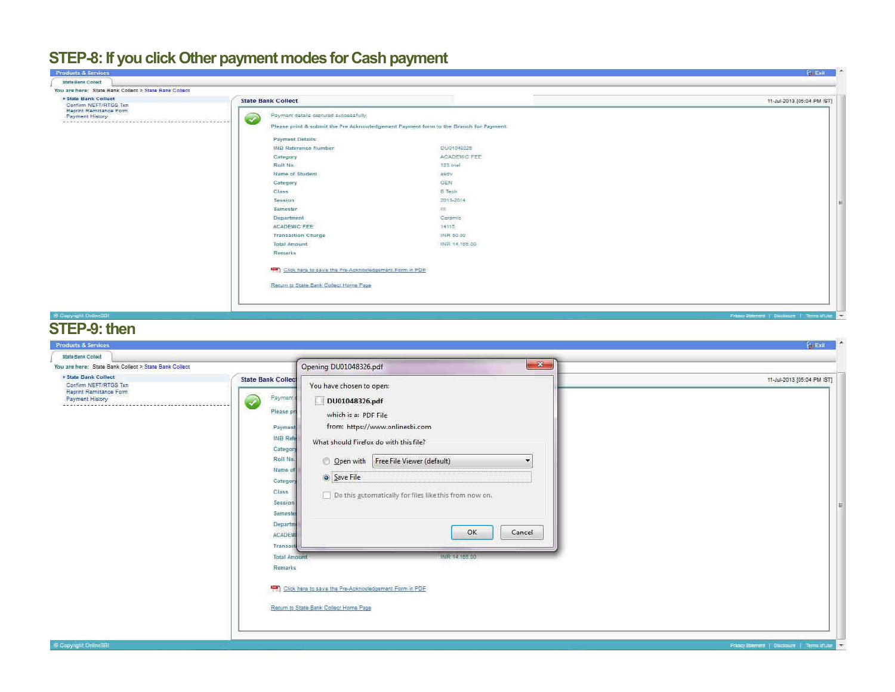## STEP-8: If you click Other payment modes for Cash payment

Products & Services | Exit

State Bank Collect

You are here: State Bank Collect > State Bank Collect

- State Bank Collect
- Confirm NEFT/RTGS Txn
- Reprint Remittance Form
- Payment History

**State Bank Collect** 11-Jul-2013 [05:04 PM IST]

Payment details captured successfully.

Please print & submit the Pre Acknowledgement Payment form to the Branch for Payment.

Payment Details:

| | |
|---|---|
| INB Reference Number | DU01048326 |
| Category | ACADEMIC FEE |
| Roll No. | 123 me |
| Name of Student | asdv |
| Category | GEN |
| Class | B Tech |
| Session | 2013-2014 |
| Semester | III |
| Department | Ceramic |
| ACADEMIC FEE | 14115 |
| Transaction Charge | INR 50.00 |
| Total Amount | INR 14,165.00 |
| Remarks | |

Click here to save the Pre-Acknowledgement Form in PDF

Return to State Bank Collect Home Page

© Copyright OnlineSBI | Privacy Statement | Disclosure | Terms of Use

## STEP-9: then

Opening DU01048326.pdf

You have chosen to open:

**DU01048326.pdf**

which is a: PDF File

from: https://www.onlinesbi.com

What should Firefox do with this file?

- Open with Free File Viewer (default)
- Save File

Do this automatically for files like this from now on.

OK | Cancel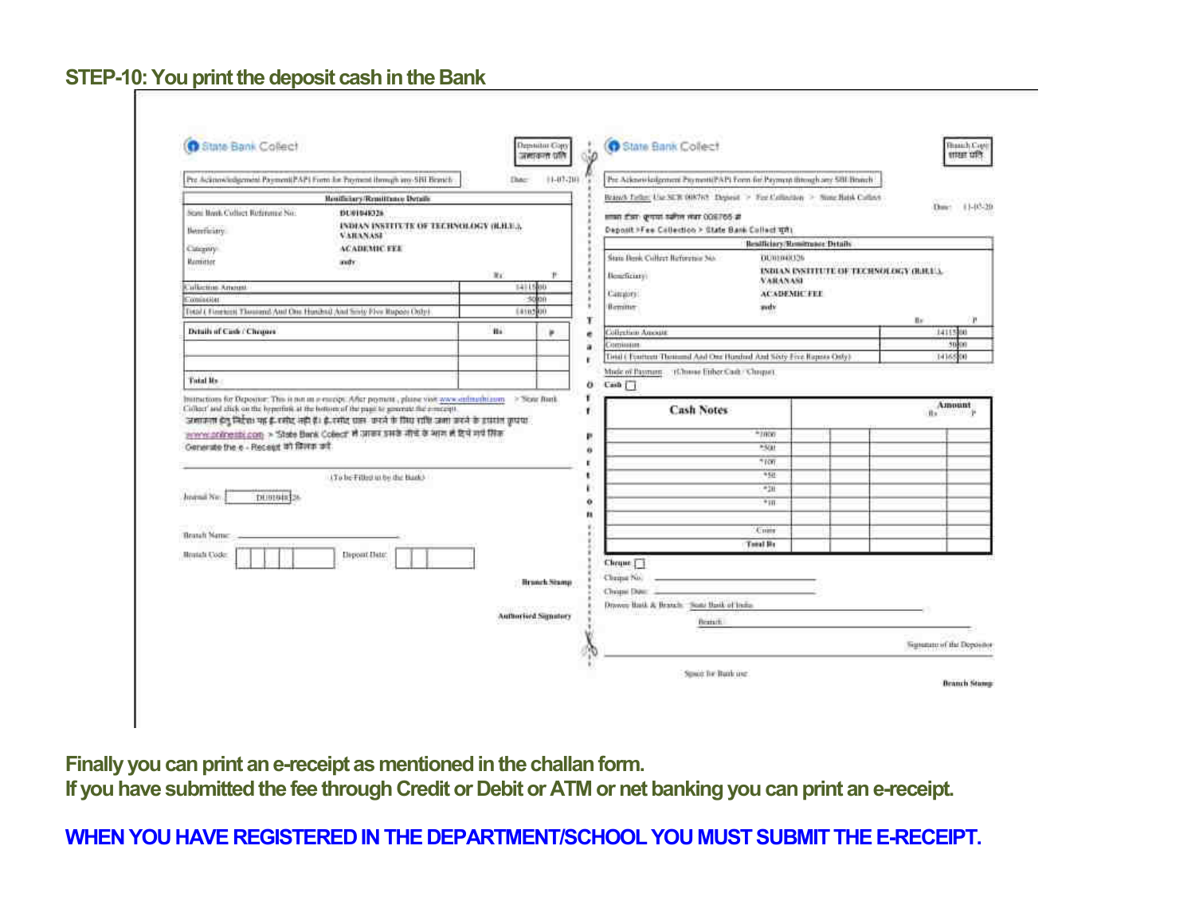## STEP-10: You print the deposit cash in the Bank

State Bank Collect — Depositor Copy / जमाकर्ता प्रति

Pre Acknowledgement Payment(PAP) Form for Payment through any SBI Branch — Date: 11-07-20

**Beneficiary/Remittance Details**

| | |
|---|---|
| State Bank Collect Reference No: | DU01048326 |
| Beneficiary: | INDIAN INSTITUTE OF TECHNOLOGY (B.H.U.), VARANASI |
| Category: | ACADEMIC FEE |
| Remitter: | asdv |

| | Rs | P |
|---|---|---|
| Collection Amount | 14115 | 00 |
| Commission | 50 | 00 |
| Total ( Fourteen Thousand And One Hundred And Sixty Five Rupees Only) | 14165 | 00 |

| Details of Cash / Cheques | Rs | P |
|---|---|---|
| | | |
| | | |
| Total Rs | | |

Instructions for Depositor: This is not an e-receipt. After payment , please visit www.onlinesbi.com > 'State Bank Collect' and click on the hyperlink at the bottom of the page to generate the e-receipt.

जमाकर्ता हेतु निर्देश: यह ई-रसीद नहीं है। ई-रसीद प्राप्त करने के लिए राशि जमा करने के उपरांत कृपया www.onlinesbi.com > 'State Bank Collect' में जाकर उसके नीचे के भाग में दिये गये लिंक Generate the e - Receipt को क्लिक करें

(To be Filled in by the Bank)

Journal No: DU01048326

Branch Name:

Branch Code: Deposit Date:

Branch Stamp

Authorised Signatory

Tear off portion

State Bank Collect — Branch Copy / शाखा प्रति

Pre Acknowledgement Payment(PAP) Form for Payment through any SBI Branch

Branch Teller: Use SCR 008765 Deposit > Fee Collection > State Bank Collect

शाखा टेलर: कृपया स्क्रीन नंबर 008765 में Deposit > Fee Collection > State Bank Collect चुनें

Date: 11-07-20

**Beneficiary/Remittance Details**

| | |
|---|---|
| State Bank Collect Reference No: | DU01048326 |
| Beneficiary: | INDIAN INSTITUTE OF TECHNOLOGY (B.H.U.), VARANASI |
| Category: | ACADEMIC FEE |
| Remitter: | asdv |

| | Rs | P |
|---|---|---|
| Collection Amount | 14115 | 00 |
| Commission | 50 | 00 |
| Total ( Fourteen Thousand And One Hundred And Sixty Five Rupees Only) | 14165 | 00 |

Mode of Payment: (Choose Either Cash / Cheque)

Cash ☐

| Cash Notes | | | Amount Rs | P |
|---|---|---|---|---|
| *1000 | | | | |
| *500 | | | | |
| *100 | | | | |
| *50 | | | | |
| *20 | | | | |
| *10 | | | | |
| | | | | |
| Coins | | | | |
| Total Rs | | | | |

Cheque ☐

Cheque No:

Cheque Date:

Drawee Bank & Branch: State Bank of India

Branch:

Signature of the Depositor

Space for Bank use

Branch Stamp

**Finally you can print an e-receipt as mentioned in the challan form.**
**If you have submitted the fee through Credit or Debit or ATM or net banking you can print an e-receipt.**

**WHEN YOU HAVE REGISTERED IN THE DEPARTMENT/SCHOOL YOU MUST SUBMIT THE E-RECEIPT.**